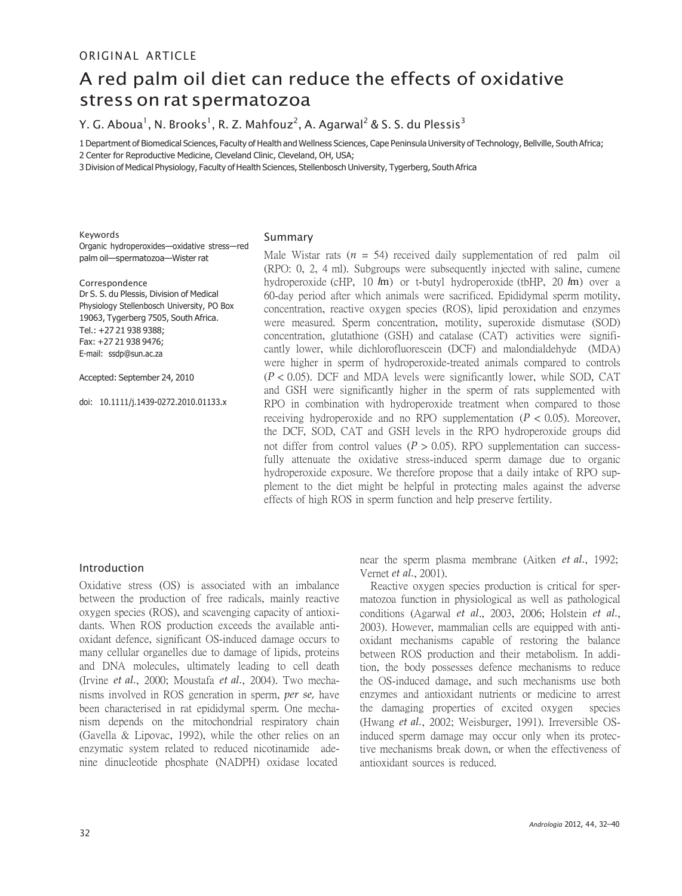ORIGINAL ARTICLE

# A red palm oil diet can reduce the effects of oxidative stress on rat spermatozoa

Y. G. Aboua[1], N. Brooks[1], R. Z. Mahfouz[2], A. Agarwal[2] & S. S. du Plessis[3]

1 Department of Biomedical Sciences, Faculty of Health and Wellness Sciences, Cape Peninsula University of Technology, Bellville, South Africa;
2 Center for Reproductive Medicine, Cleveland Clinic, Cleveland, OH, USA;
3 Division of Medical Physiology, Faculty of Health Sciences, Stellenbosch University, Tygerberg, South Africa

**Keywords**

Organic hydroperoxides—oxidative stress—red palm oil—spermatozoa—Wister rat

**Correspondence**

Dr S. S. du Plessis, Division of Medical Physiology Stellenbosch University, PO Box 19063, Tygerberg 7505, South Africa.
Tel.: +27 21 938 9388;
Fax: +27 21 938 9476;
E-mail: ssdp@sun.ac.za

Accepted: September 24, 2010

doi: 10.1111/j.1439-0272.2010.01133.x

## Summary

Male Wistar rats ($n$ = 54) received daily supplementation of red palm oil (RPO: 0, 2, 4 ml). Subgroups were subsequently injected with saline, cumene hydroperoxide (cHP, 10 $\mu$m) or t-butyl hydroperoxide (tbHP, 20 $\mu$m) over a 60-day period after which animals were sacrificed. Epididymal sperm motility, concentration, reactive oxygen species (ROS), lipid peroxidation and enzymes were measured. Sperm concentration, motility, superoxide dismutase (SOD) concentration, glutathione (GSH) and catalase (CAT) activities were significantly lower, while dichlorofluorescein (DCF) and malondialdehyde (MDA) were higher in sperm of hydroperoxide-treated animals compared to controls ($P < 0.05$). DCF and MDA levels were significantly lower, while SOD, CAT and GSH were significantly higher in the sperm of rats supplemented with RPO in combination with hydroperoxide treatment when compared to those receiving hydroperoxide and no RPO supplementation ($P < 0.05$). Moreover, the DCF, SOD, CAT and GSH levels in the RPO hydroperoxide groups did not differ from control values ($P > 0.05$). RPO supplementation can successfully attenuate the oxidative stress-induced sperm damage due to organic hydroperoxide exposure. We therefore propose that a daily intake of RPO supplement to the diet might be helpful in protecting males against the adverse effects of high ROS in sperm function and help preserve fertility.

## Introduction

Oxidative stress (OS) is associated with an imbalance between the production of free radicals, mainly reactive oxygen species (ROS), and scavenging capacity of antioxidants. When ROS production exceeds the available antioxidant defence, significant OS-induced damage occurs to many cellular organelles due to damage of lipids, proteins and DNA molecules, ultimately leading to cell death (Irvine *et al.*, 2000; Moustafa *et al.*, 2004). Two mechanisms involved in ROS generation in sperm, *per se,* have been characterised in rat epididymal sperm. One mechanism depends on the mitochondrial respiratory chain (Gavella & Lipovac, 1992), while the other relies on an enzymatic system related to reduced nicotinamide adenine dinucleotide phosphate (NADPH) oxidase located near the sperm plasma membrane (Aitken *et al.*, 1992; Vernet *et al.*, 2001).

Reactive oxygen species production is critical for spermatozoa function in physiological as well as pathological conditions (Agarwal *et al.*, 2003, 2006; Holstein *et al.*, 2003). However, mammalian cells are equipped with antioxidant mechanisms capable of restoring the balance between ROS production and their metabolism. In addition, the body possesses defence mechanisms to reduce the OS-induced damage, and such mechanisms use both enzymes and antioxidant nutrients or medicine to arrest the damaging properties of excited oxygen species (Hwang *et al.*, 2002; Weisburger, 1991). Irreversible OS-induced sperm damage may occur only when its protective mechanisms break down, or when the effectiveness of antioxidant sources is reduced.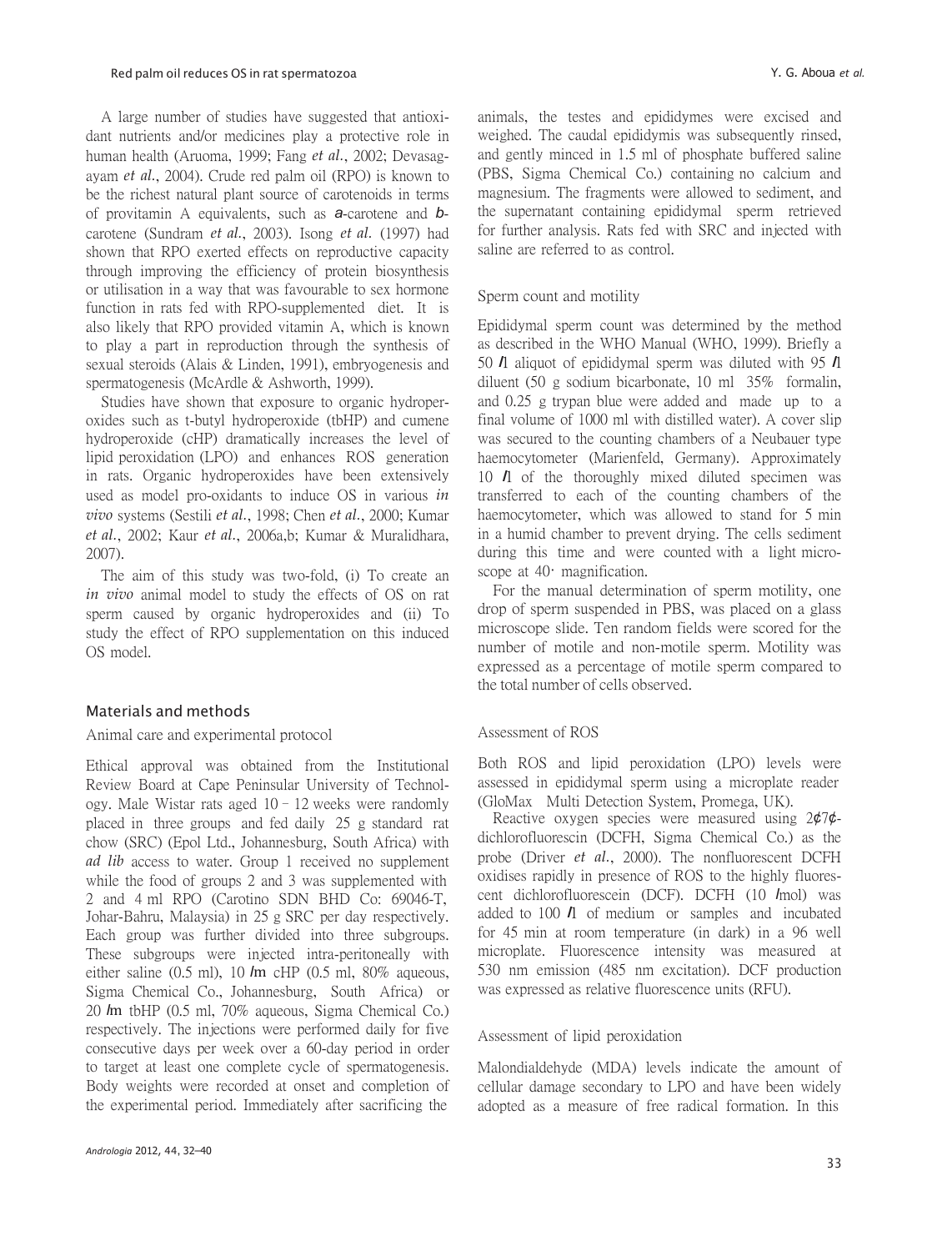A large number of studies have suggested that antioxidant nutrients and/or medicines play a protective role in human health (Aruoma, 1999; Fang *et al.*, 2002; Devasagayam *et al.*, 2004). Crude red palm oil (RPO) is known to be the richest natural plant source of carotenoids in terms of provitamin A equivalents, such as *a*-carotene and *b*-carotene (Sundram *et al.*, 2003). Isong *et al.* (1997) had shown that RPO exerted effects on reproductive capacity through improving the efficiency of protein biosynthesis or utilisation in a way that was favourable to sex hormone function in rats fed with RPO-supplemented diet. It is also likely that RPO provided vitamin A, which is known to play a part in reproduction through the synthesis of sexual steroids (Alais & Linden, 1991), embryogenesis and spermatogenesis (McArdle & Ashworth, 1999).

Studies have shown that exposure to organic hydroperoxides such as t-butyl hydroperoxide (tbHP) and cumene hydroperoxide (cHP) dramatically increases the level of lipid peroxidation (LPO) and enhances ROS generation in rats. Organic hydroperoxides have been extensively used as model pro-oxidants to induce OS in various *in vivo* systems (Sestili *et al.*, 1998; Chen *et al.*, 2000; Kumar *et al.*, 2002; Kaur *et al.*, 2006a,b; Kumar & Muralidhara, 2007).

The aim of this study was two-fold, (i) To create an *in vivo* animal model to study the effects of OS on rat sperm caused by organic hydroperoxides and (ii) To study the effect of RPO supplementation on this induced OS model.

## Materials and methods

### Animal care and experimental protocol

Ethical approval was obtained from the Institutional Review Board at Cape Peninsular University of Technology. Male Wistar rats aged 10–12 weeks were randomly placed in three groups and fed daily 25 g standard rat chow (SRC) (Epol Ltd., Johannesburg, South Africa) with *ad lib* access to water. Group 1 received no supplement while the food of groups 2 and 3 was supplemented with 2 and 4 ml RPO (Carotino SDN BHD Co: 69046-T, Johar-Bahru, Malaysia) in 25 g SRC per day respectively. Each group was further divided into three subgroups. These subgroups were injected intra-peritoneally with either saline (0.5 ml), 10 *l*m cHP (0.5 ml, 80% aqueous, Sigma Chemical Co., Johannesburg, South Africa) or 20 *l*m tbHP (0.5 ml, 70% aqueous, Sigma Chemical Co.) respectively. The injections were performed daily for five consecutive days per week over a 60-day period in order to target at least one complete cycle of spermatogenesis. Body weights were recorded at onset and completion of the experimental period. Immediately after sacrificing the animals, the testes and epididymes were excised and weighed. The caudal epididymis was subsequently rinsed, and gently minced in 1.5 ml of phosphate buffered saline (PBS, Sigma Chemical Co.) containing no calcium and magnesium. The fragments were allowed to sediment, and the supernatant containing epididymal sperm retrieved for further analysis. Rats fed with SRC and injected with saline are referred to as control.

### Sperm count and motility

Epididymal sperm count was determined by the method as described in the WHO Manual (WHO, 1999). Briefly a 50 *l*l aliquot of epididymal sperm was diluted with 95 *l*l diluent (50 g sodium bicarbonate, 10 ml 35% formalin, and 0.25 g trypan blue were added and made up to a final volume of 1000 ml with distilled water). A cover slip was secured to the counting chambers of a Neubauer type haemocytometer (Marienfeld, Germany). Approximately 10 *l*l of the thoroughly mixed diluted specimen was transferred to each of the counting chambers of the haemocytometer, which was allowed to stand for 5 min in a humid chamber to prevent drying. The cells sediment during this time and were counted with a light microscope at 40· magnification.

For the manual determination of sperm motility, one drop of sperm suspended in PBS, was placed on a glass microscope slide. Ten random fields were scored for the number of motile and non-motile sperm. Motility was expressed as a percentage of motile sperm compared to the total number of cells observed.

### Assessment of ROS

Both ROS and lipid peroxidation (LPO) levels were assessed in epididymal sperm using a microplate reader (GloMax Multi Detection System, Promega, UK).

Reactive oxygen species were measured using 2¢7¢-dichlorofluorescin (DCFH, Sigma Chemical Co.) as the probe (Driver *et al.*, 2000). The nonfluorescent DCFH oxidises rapidly in presence of ROS to the highly fluorescent dichlorofluorescein (DCF). DCFH (10 *l*mol) was added to 100 *l*l of medium or samples and incubated for 45 min at room temperature (in dark) in a 96 well microplate. Fluorescence intensity was measured at 530 nm emission (485 nm excitation). DCF production was expressed as relative fluorescence units (RFU).

### Assessment of lipid peroxidation

Malondialdehyde (MDA) levels indicate the amount of cellular damage secondary to LPO and have been widely adopted as a measure of free radical formation. In this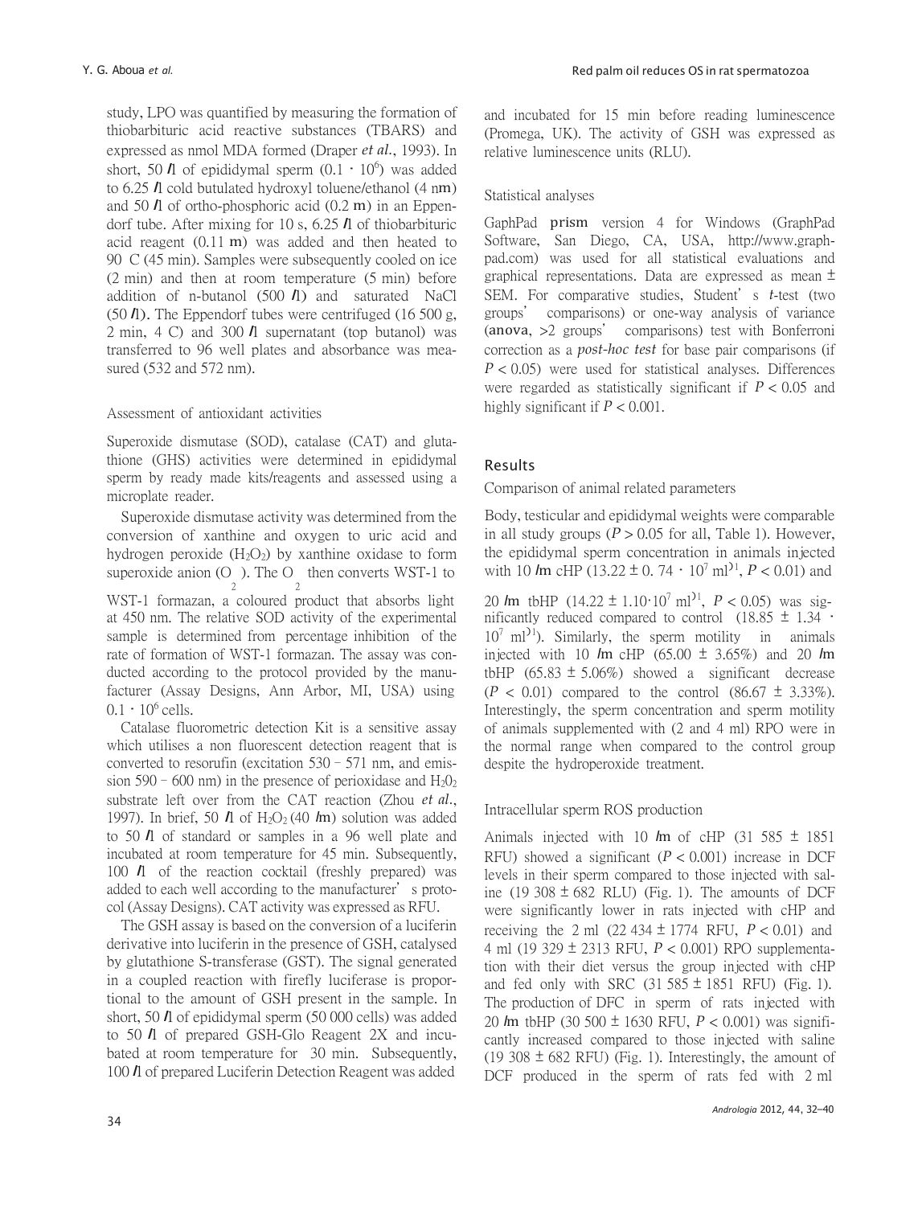study, LPO was quantified by measuring the formation of thiobarbituric acid reactive substances (TBARS) and expressed as nmol MDA formed (Draper *et al*., 1993). In short, 50 *l*l of epididymal sperm ($0.1 \cdot 10^6$) was added to 6.25 *l*l cold butulated hydroxyl toluene/ethanol (4 nm) and 50 *l*l of ortho-phosphoric acid (0.2 m) in an Eppendorf tube. After mixing for 10 s, 6.25 *l*l of thiobarbituric acid reagent (0.11 m) was added and then heated to 90 C (45 min). Samples were subsequently cooled on ice (2 min) and then at room temperature (5 min) before addition of n-butanol (500 *l*l) and saturated NaCl (50 *l*l). The Eppendorf tubes were centrifuged (16 500 g, 2 min, 4 C) and 300 *l*l supernatant (top butanol) was transferred to 96 well plates and absorbance was measured (532 and 572 nm).

### Assessment of antioxidant activities

Superoxide dismutase (SOD), catalase (CAT) and glutathione (GHS) activities were determined in epididymal sperm by ready made kits/reagents and assessed using a microplate reader.

Superoxide dismutase activity was determined from the conversion of xanthine and oxygen to uric acid and hydrogen peroxide ($H_2O_2$) by xanthine oxidase to form superoxide anion ($O_2$). The $O_2$ then converts WST-1 to WST-1 formazan, a coloured product that absorbs light at 450 nm. The relative SOD activity of the experimental sample is determined from percentage inhibition of the rate of formation of WST-1 formazan. The assay was conducted according to the protocol provided by the manufacturer (Assay Designs, Ann Arbor, MI, USA) using $0.1 \cdot 10^6$ cells.

Catalase fluorometric detection Kit is a sensitive assay which utilises a non fluorescent detection reagent that is converted to resorufin (excitation 530 – 571 nm, and emission 590 – 600 nm) in the presence of perioxidase and $H_2O_2$ substrate left over from the CAT reaction (Zhou *et al*., 1997). In brief, 50 *l*l of $H_2O_2$ (40 *l*m) solution was added to 50 *l*l of standard or samples in a 96 well plate and incubated at room temperature for 45 min. Subsequently, 100 *l*l of the reaction cocktail (freshly prepared) was added to each well according to the manufacturer's protocol (Assay Designs). CAT activity was expressed as RFU.

The GSH assay is based on the conversion of a luciferin derivative into luciferin in the presence of GSH, catalysed by glutathione S-transferase (GST). The signal generated in a coupled reaction with firefly luciferase is proportional to the amount of GSH present in the sample. In short, 50 *l*l of epididymal sperm (50 000 cells) was added to 50 *l*l of prepared GSH-Glo Reagent 2X and incubated at room temperature for 30 min. Subsequently, 100 *l*l of prepared Luciferin Detection Reagent was added and incubated for 15 min before reading luminescence (Promega, UK). The activity of GSH was expressed as relative luminescence units (RLU).

### Statistical analyses

GaphPad **prism** version 4 for Windows (GraphPad Software, San Diego, CA, USA, http://www.graphpad.com) was used for all statistical evaluations and graphical representations. Data are expressed as mean ± SEM. For comparative studies, Student's *t*-test (two groups' comparisons) or one-way analysis of variance (**anova**, >2 groups' comparisons) test with Bonferroni correction as a *post-hoc test* for base pair comparisons (if $P < 0.05$) were used for statistical analyses. Differences were regarded as statistically significant if $P < 0.05$ and highly significant if $P < 0.001$.

## Results

### Comparison of animal related parameters

Body, testicular and epididymal weights were comparable in all study groups ($P > 0.05$ for all, Table 1). However, the epididymal sperm concentration in animals injected with 10 *l*m cHP ($13.22 \pm 0.74 \cdot 10^7$ ml$^{-1}$, $P < 0.01$) and 20 *l*m tbHP ($14.22 \pm 1.10 \cdot 10^7$ ml$^{-1}$, $P < 0.05$) was significantly reduced compared to control ($18.85 \pm 1.34 \cdot 10^7$ ml$^{-1}$). Similarly, the sperm motility in animals injected with 10 *l*m cHP (65.00 ± 3.65%) and 20 *l*m tbHP (65.83 ± 5.06%) showed a significant decrease ($P < 0.01$) compared to the control (86.67 ± 3.33%). Interestingly, the sperm concentration and sperm motility of animals supplemented with (2 and 4 ml) RPO were in the normal range when compared to the control group despite the hydroperoxide treatment.

### Intracellular sperm ROS production

Animals injected with 10 *l*m of cHP (31 585 ± 1851 RFU) showed a significant ($P < 0.001$) increase in DCF levels in their sperm compared to those injected with saline (19 308 ± 682 RLU) (Fig. 1). The amounts of DCF were significantly lower in rats injected with cHP and receiving the 2 ml (22 434 ± 1774 RFU, $P < 0.01$) and 4 ml (19 329 ± 2313 RFU, $P < 0.001$) RPO supplementation with their diet versus the group injected with cHP and fed only with SRC (31 585 ± 1851 RFU) (Fig. 1). The production of DFC in sperm of rats injected with 20 *l*m tbHP (30 500 ± 1630 RFU, $P < 0.001$) was significantly increased compared to those injected with saline (19 308 ± 682 RFU) (Fig. 1). Interestingly, the amount of DCF produced in the sperm of rats fed with 2 ml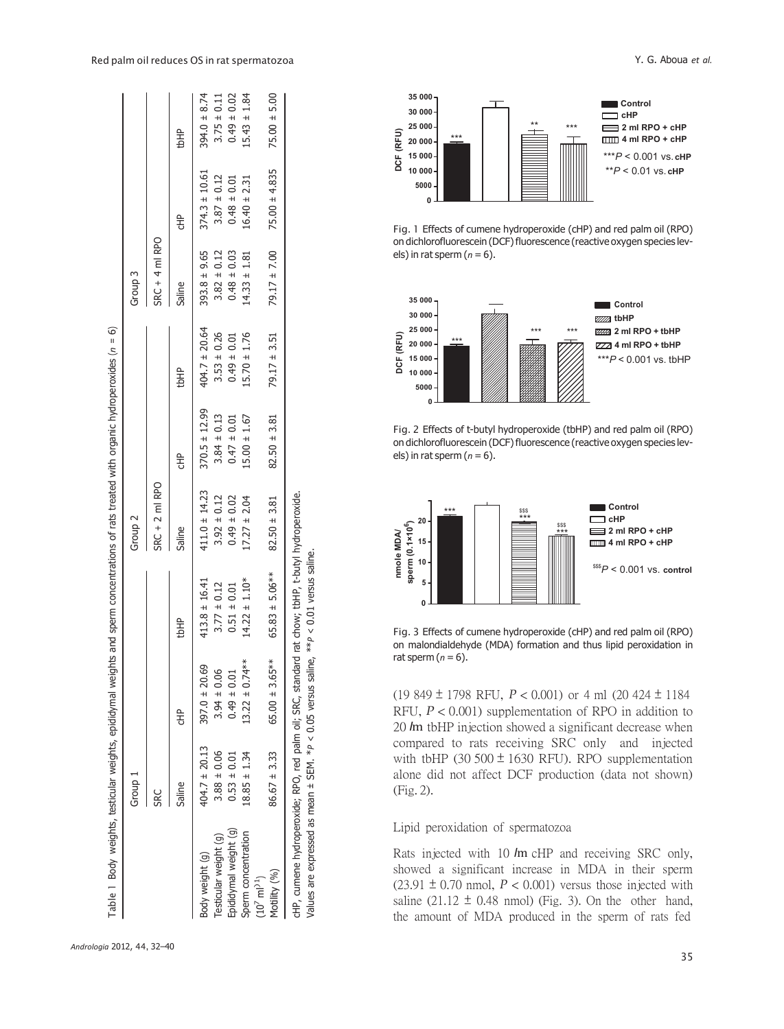Table 1 Body weights, testicular weights, epididymal weights and sperm concentrations of rats treated with organic hydroperoxides ($n$ = 6)

| | Group 1 | | | Group 2 | | | Group 3 | | |
|---|---|---|---|---|---|---|---|---|---|
| | SRC | | | SRC + 2 ml RPO | | | SRC + 4 ml RPO | | |
| | Saline | cHP | tbHP | Saline | cHP | tbHP | Saline | cHP | tbHP |
| Body weight (g) | 404.7 ± 20.13 | 397.0 ± 20.69 | 413.8 ± 16.41 | 411.0 ± 14.23 | 370.5 ± 12.99 | 404.7 ± 20.64 | 393.8 ± 9.65 | 374.3 ± 10.61 | 394.0 ± 8.74 |
| Testicular weight (g) | 3.88 ± 0.06 | 3.94 ± 0.06 | 3.77 ± 0.12 | 3.92 ± 0.12 | 3.84 ± 0.13 | 3.53 ± 0.26 | 3.82 ± 0.12 | 3.87 ± 0.12 | 3.75 ± 0.11 |
| Epididymal weight (g) | 0.53 ± 0.01 | 0.49 ± 0.01 | 0.51 ± 0.01 | 0.49 ± 0.02 | 0.47 ± 0.01 | 0.49 ± 0.01 | 0.48 ± 0.03 | 0.48 ± 0.01 | 0.49 ± 0.02 |
| Sperm concentration ($10^7$ ml$^{-1}$) | 18.85 ± 1.34 | 13.22 ± 0.74** | 14.22 ± 1.10* | 17.27 ± 2.04 | 15.00 ± 1.67 | 15.70 ± 1.76 | 14.33 ± 1.81 | 16.40 ± 2.31 | 15.43 ± 1.84 |
| Motility (%) | 86.67 ± 3.33 | 65.00 ± 3.65** | 65.83 ± 5.06** | 82.50 ± 3.81 | 82.50 ± 3.81 | 79.17 ± 3.51 | 79.17 ± 7.00 | 75.00 ± 4.835 | 75.00 ± 5.00 |

cHP, cumene hydroperoxide; RPO, red palm oil; SRC, standard rat chow; tbHP, t-butyl hydroperoxide.
Values are expressed as mean ± SEM. *$P < 0.05$ versus saline, **$P < 0.01$ versus saline.

Fig. 1 Effects of cumene hydroperoxide (cHP) and red palm oil (RPO) on dichlorofluorescein (DCF) fluorescence (reactive oxygen species levels) in rat sperm ($n$ = 6).

Fig. 2 Effects of t-butyl hydroperoxide (tbHP) and red palm oil (RPO) on dichlorofluorescein (DCF) fluorescence (reactive oxygen species levels) in rat sperm ($n$ = 6).

Fig. 3 Effects of cumene hydroperoxide (cHP) and red palm oil (RPO) on malondialdehyde (MDA) formation and thus lipid peroxidation in rat sperm ($n$ = 6).

(19 849 ± 1798 RFU, $P < 0.001$) or 4 ml (20 424 ± 1184 RFU, $P < 0.001$) supplementation of RPO in addition to 20 *l*m tbHP injection showed a significant decrease when compared to rats receiving SRC only and injected with tbHP (30 500 ± 1630 RFU). RPO supplementation alone did not affect DCF production (data not shown) (Fig. 2).

### Lipid peroxidation of spermatozoa

Rats injected with 10 *l*m cHP and receiving SRC only, showed a significant increase in MDA in their sperm (23.91 ± 0.70 nmol, $P < 0.001$) versus those injected with saline (21.12 ± 0.48 nmol) (Fig. 3). On the other hand, the amount of MDA produced in the sperm of rats fed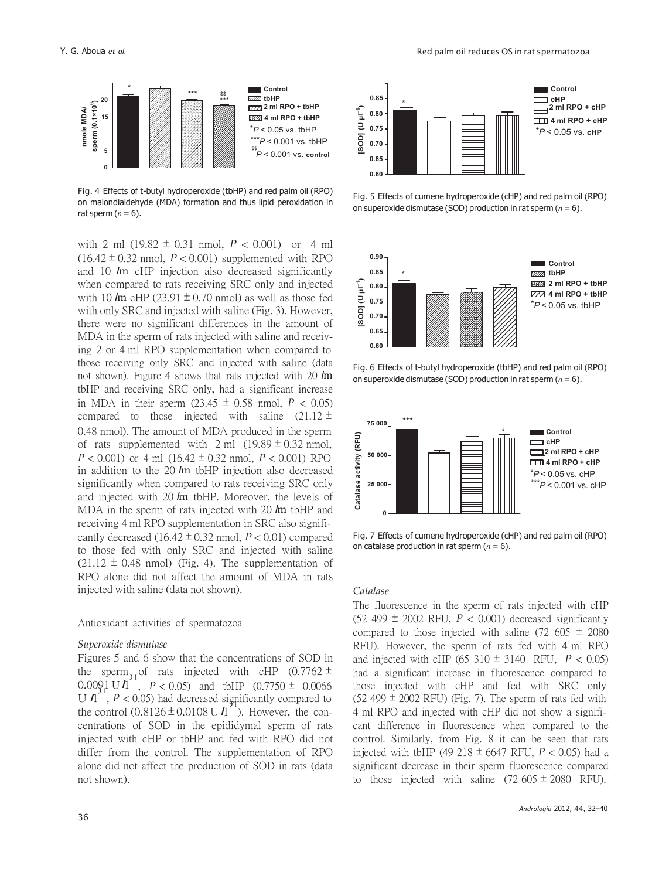Fig. 4 Effects of t-butyl hydroperoxide (tbHP) and red palm oil (RPO) on malondialdehyde (MDA) formation and thus lipid peroxidation in rat sperm ($n = 6$).

with 2 ml (19.82 ± 0.31 nmol, $P < 0.001$) or 4 ml (16.42 ± 0.32 nmol, $P < 0.001$) supplemented with RPO and 10 μm cHP injection also decreased significantly when compared to rats receiving SRC only and injected with 10 μm cHP (23.91 ± 0.70 nmol) as well as those fed with only SRC and injected with saline (Fig. 3). However, there were no significant differences in the amount of MDA in the sperm of rats injected with saline and receiving 2 or 4 ml RPO supplementation when compared to those receiving only SRC and injected with saline (data not shown). Figure 4 shows that rats injected with 20 μm tbHP and receiving SRC only, had a significant increase in MDA in their sperm (23.45 ± 0.58 nmol, $P < 0.05$) compared to those injected with saline (21.12 ± 0.48 nmol). The amount of MDA produced in the sperm of rats supplemented with 2 ml (19.89 ± 0.32 nmol, $P < 0.001$) or 4 ml (16.42 ± 0.32 nmol, $P < 0.001$) RPO in addition to the 20 μm tbHP injection also decreased significantly when compared to rats receiving SRC only and injected with 20 μm tbHP. Moreover, the levels of MDA in the sperm of rats injected with 20 μm tbHP and receiving 4 ml RPO supplementation in SRC also significantly decreased (16.42 ± 0.32 nmol, $P < 0.01$) compared to those fed with only SRC and injected with saline (21.12 ± 0.48 nmol) (Fig. 4). The supplementation of RPO alone did not affect the amount of MDA in rats injected with saline (data not shown).

## Antioxidant activities of spermatozoa

### *Superoxide dismutase*

Figures 5 and 6 show that the concentrations of SOD in the sperm of rats injected with cHP (0.7762 ± 0.0091 U $\mu l^{-1}$, $P < 0.05$) and tbHP (0.7750 ± 0.0066 U $\mu l^{-1}$, $P < 0.05$) had decreased significantly compared to the control (0.8126 ± 0.0108 U $\mu l^{-1}$). However, the concentrations of SOD in the epididymal sperm of rats injected with cHP or tbHP and fed with RPO did not differ from the control. The supplementation of RPO alone did not affect the production of SOD in rats (data not shown).

Fig. 5 Effects of cumene hydroperoxide (cHP) and red palm oil (RPO) on superoxide dismutase (SOD) production in rat sperm ($n = 6$).

Fig. 6 Effects of t-butyl hydroperoxide (tbHP) and red palm oil (RPO) on superoxide dismutase (SOD) production in rat sperm ($n = 6$).

Fig. 7 Effects of cumene hydroperoxide (cHP) and red palm oil (RPO) on catalase production in rat sperm ($n = 6$).

### *Catalase*

The fluorescence in the sperm of rats injected with cHP (52 499 ± 2002 RFU, $P < 0.001$) decreased significantly compared to those injected with saline (72 605 ± 2080 RFU). However, the sperm of rats fed with 4 ml RPO and injected with cHP (65 310 ± 3140 RFU, $P < 0.05$) had a significant increase in fluorescence compared to those injected with cHP and fed with SRC only (52 499 ± 2002 RFU) (Fig. 7). The sperm of rats fed with 4 ml RPO and injected with cHP did not show a significant difference in fluorescence when compared to the control. Similarly, from Fig. 8 it can be seen that rats injected with tbHP (49 218 ± 6647 RFU, $P < 0.05$) had a significant decrease in their sperm fluorescence compared to those injected with saline (72 605 ± 2080 RFU).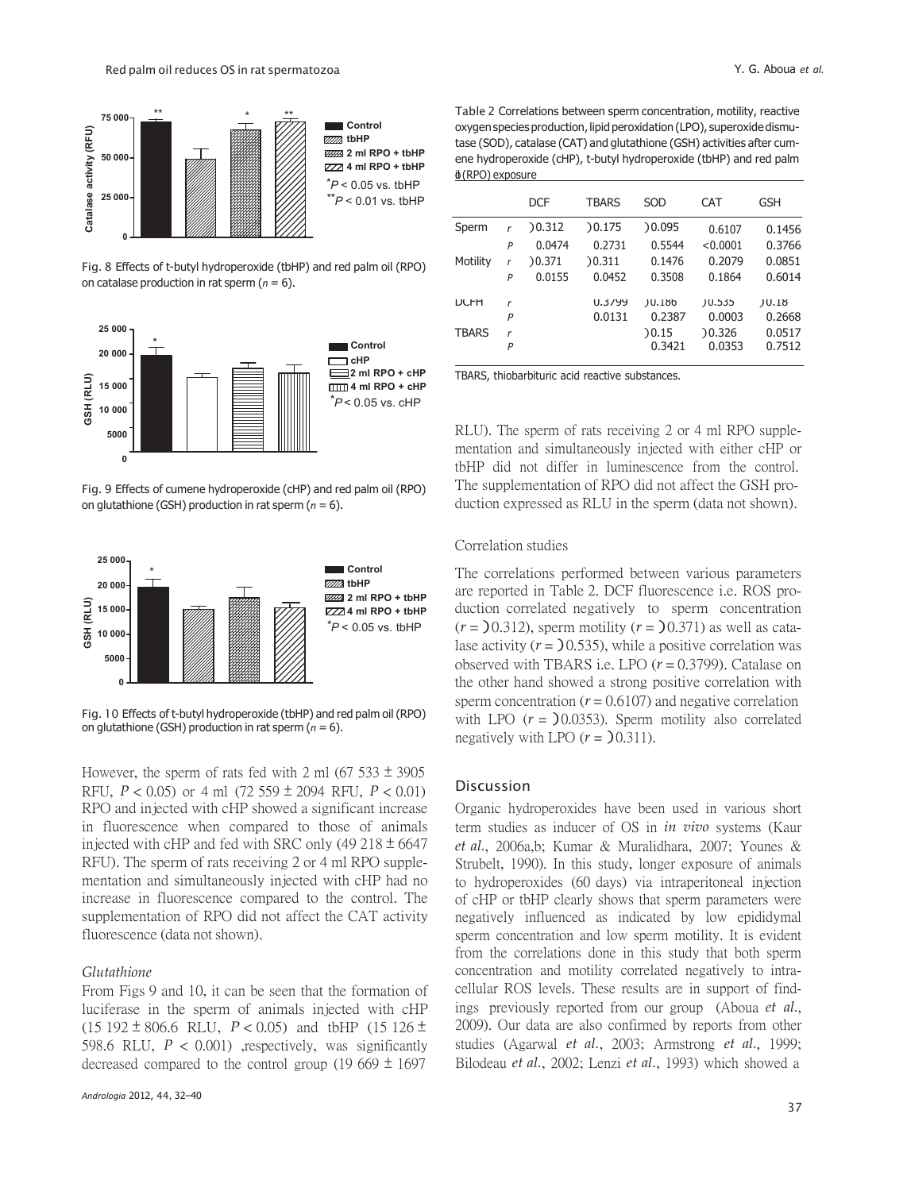Fig. 8 Effects of t-butyl hydroperoxide (tbHP) and red palm oil (RPO) on catalase production in rat sperm ($n = 6$).

Fig. 9 Effects of cumene hydroperoxide (cHP) and red palm oil (RPO) on glutathione (GSH) production in rat sperm ($n = 6$).

Fig. 10 Effects of t-butyl hydroperoxide (tbHP) and red palm oil (RPO) on glutathione (GSH) production in rat sperm ($n = 6$).

However, the sperm of rats fed with 2 ml (67 533 ± 3905 RFU, $P < 0.05$) or 4 ml (72 559 ± 2094 RFU, $P < 0.01$) RPO and injected with cHP showed a significant increase in fluorescence when compared to those of animals injected with cHP and fed with SRC only (49 218 ± 6647 RFU). The sperm of rats receiving 2 or 4 ml RPO supplementation and simultaneously injected with cHP had no increase in fluorescence compared to the control. The supplementation of RPO did not affect the CAT activity fluorescence (data not shown).

*Glutathione*

From Figs 9 and 10, it can be seen that the formation of luciferase in the sperm of animals injected with cHP (15 192 ± 806.6 RLU, $P < 0.05$) and tbHP (15 126 ± 598.6 RLU, $P < 0.001$) ,respectively, was significantly decreased compared to the control group (19 669 ± 1697 RLU). The sperm of rats receiving 2 or 4 ml RPO supplementation and simultaneously injected with either cHP or tbHP did not differ in luminescence from the control. The supplementation of RPO did not affect the GSH production expressed as RLU in the sperm (data not shown).

Table 2 Correlations between sperm concentration, motility, reactive oxygen species production, lipid peroxidation (LPO), superoxide dismutase (SOD), catalase (CAT) and glutathione (GSH) activities after cumene hydroperoxide (cHP), t-butyl hydroperoxide (tbHP) and red palm oil (RPO) exposure

| | | DCF | TBARS | SOD | CAT | GSH |
|---|---|---|---|---|---|---|
| Sperm | $r$ | −0.312 | −0.175 | −0.095 | 0.6107 | 0.1456 |
| | $P$ | 0.0474 | 0.2731 | 0.5544 | <0.0001 | 0.3766 |
| Motility | $r$ | −0.371 | −0.311 | 0.1476 | 0.2079 | 0.0851 |
| | $P$ | 0.0155 | 0.0452 | 0.3508 | 0.1864 | 0.6014 |
| DCFH | $r$ | | 0.3799 | −0.186 | −0.535 | −0.18 |
| | $P$ | | 0.0131 | 0.2387 | 0.0003 | 0.2668 |
| TBARS | $r$ | | | −0.15 | −0.326 | 0.0517 |
| | $P$ | | | 0.3421 | 0.0353 | 0.7512 |

TBARS, thiobarbituric acid reactive substances.

## Correlation studies

The correlations performed between various parameters are reported in Table 2. DCF fluorescence i.e. ROS production correlated negatively to sperm concentration ($r = -0.312$), sperm motility ($r = -0.371$) as well as catalase activity ($r = -0.535$), while a positive correlation was observed with TBARS i.e. LPO ($r = 0.3799$). Catalase on the other hand showed a strong positive correlation with sperm concentration ($r = 0.6107$) and negative correlation with LPO ($r = -0.0353$). Sperm motility also correlated negatively with LPO ($r = -0.311$).

## Discussion

Organic hydroperoxides have been used in various short term studies as inducer of OS in *in vivo* systems (Kaur *et al.*, 2006a,b; Kumar & Muralidhara, 2007; Younes & Strubelt, 1990). In this study, longer exposure of animals to hydroperoxides (60 days) via intraperitoneal injection of cHP or tbHP clearly shows that sperm parameters were negatively influenced as indicated by low epididymal sperm concentration and low sperm motility. It is evident from the correlations done in this study that both sperm concentration and motility correlated negatively to intracellular ROS levels. These results are in support of findings previously reported from our group (Aboua *et al.*, 2009). Our data are also confirmed by reports from other studies (Agarwal *et al.*, 2003; Armstrong *et al.*, 1999; Bilodeau *et al.*, 2002; Lenzi *et al.*, 1993) which showed a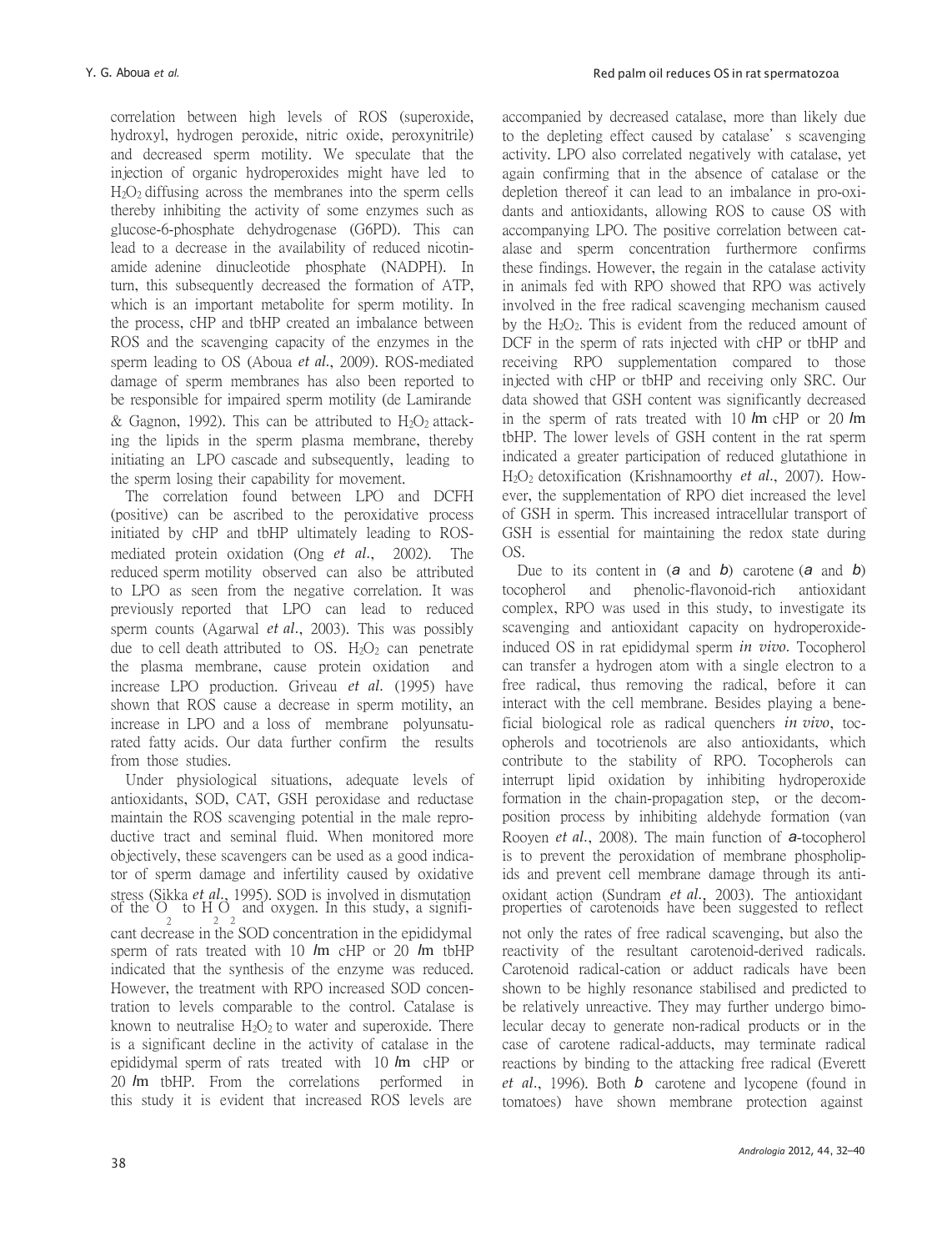correlation between high levels of ROS (superoxide, hydroxyl, hydrogen peroxide, nitric oxide, peroxynitrile) and decreased sperm motility. We speculate that the injection of organic hydroperoxides might have led to $H_2O_2$ diffusing across the membranes into the sperm cells thereby inhibiting the activity of some enzymes such as glucose-6-phosphate dehydrogenase (G6PD). This can lead to a decrease in the availability of reduced nicotinamide adenine dinucleotide phosphate (NADPH). In turn, this subsequently decreased the formation of ATP, which is an important metabolite for sperm motility. In the process, cHP and tbHP created an imbalance between ROS and the scavenging capacity of the enzymes in the sperm leading to OS (Aboua *et al.*, 2009). ROS-mediated damage of sperm membranes has also been reported to be responsible for impaired sperm motility (de Lamirande & Gagnon, 1992). This can be attributed to $H_2O_2$ attacking the lipids in the sperm plasma membrane, thereby initiating an LPO cascade and subsequently, leading to the sperm losing their capability for movement.

The correlation found between LPO and DCFH (positive) can be ascribed to the peroxidative process initiated by cHP and tbHP ultimately leading to ROS-mediated protein oxidation (Ong *et al.*, 2002). The reduced sperm motility observed can also be attributed to LPO as seen from the negative correlation. It was previously reported that LPO can lead to reduced sperm counts (Agarwal *et al.*, 2003). This was possibly due to cell death attributed to OS. $H_2O_2$ can penetrate the plasma membrane, cause protein oxidation and increase LPO production. Griveau *et al.* (1995) have shown that ROS cause a decrease in sperm motility, an increase in LPO and a loss of membrane polyunsaturated fatty acids. Our data further confirm the results from those studies.

Under physiological situations, adequate levels of antioxidants, SOD, CAT, GSH peroxidase and reductase maintain the ROS scavenging potential in the male reproductive tract and seminal fluid. When monitored more objectively, these scavengers can be used as a good indicator of sperm damage and infertility caused by oxidative stress (Sikka *et al.*, 1995). SOD is involved in dismutation of the $O_2$ to $H_2O_2$ and oxygen. In this study, a significant decrease in the SOD concentration in the epididymal sperm of rats treated with 10 *l*m cHP or 20 *l*m tbHP indicated that the synthesis of the enzyme was reduced. However, the treatment with RPO increased SOD concentration to levels comparable to the control. Catalase is known to neutralise $H_2O_2$ to water and superoxide. There is a significant decline in the activity of catalase in the epididymal sperm of rats treated with 10 *l*m cHP or 20 *l*m tbHP. From the correlations performed in this study it is evident that increased ROS levels are accompanied by decreased catalase, more than likely due to the depleting effect caused by catalase's scavenging activity. LPO also correlated negatively with catalase, yet again confirming that in the absence of catalase or the depletion thereof it can lead to an imbalance in pro-oxidants and antioxidants, allowing ROS to cause OS with accompanying LPO. The positive correlation between catalase and sperm concentration furthermore confirms these findings. However, the regain in the catalase activity in animals fed with RPO showed that RPO was actively involved in the free radical scavenging mechanism caused by the $H_2O_2$. This is evident from the reduced amount of DCF in the sperm of rats injected with cHP or tbHP and receiving RPO supplementation compared to those injected with cHP or tbHP and receiving only SRC. Our data showed that GSH content was significantly decreased in the sperm of rats treated with 10 *l*m cHP or 20 *l*m tbHP. The lower levels of GSH content in the rat sperm indicated a greater participation of reduced glutathione in $H_2O_2$ detoxification (Krishnamoorthy *et al.*, 2007). However, the supplementation of RPO diet increased the level of GSH in sperm. This increased intracellular transport of GSH is essential for maintaining the redox state during OS.

Due to its content in (*a* and *b*) carotene (*a* and *b*) tocopherol and phenolic-flavonoid-rich antioxidant complex, RPO was used in this study, to investigate its scavenging and antioxidant capacity on hydroperoxide-induced OS in rat epididymal sperm *in vivo*. Tocopherol can transfer a hydrogen atom with a single electron to a free radical, thus removing the radical, before it can interact with the cell membrane. Besides playing a beneficial biological role as radical quenchers *in vivo*, tocopherols and tocotrienols are also antioxidants, which contribute to the stability of RPO. Tocopherols can interrupt lipid oxidation by inhibiting hydroperoxide formation in the chain-propagation step, or the decomposition process by inhibiting aldehyde formation (van Rooyen *et al.*, 2008). The main function of *a*-tocopherol is to prevent the peroxidation of membrane phospholipids and prevent cell membrane damage through its antioxidant action (Sundram *et al.*, 2003). The antioxidant properties of carotenoids have been suggested to reflect not only the rates of free radical scavenging, but also the reactivity of the resultant carotenoid-derived radicals. Carotenoid radical-cation or adduct radicals have been shown to be highly resonance stabilised and predicted to be relatively unreactive. They may further undergo bimolecular decay to generate non-radical products or in the case of carotene radical-adducts, may terminate radical reactions by binding to the attacking free radical (Everett *et al.*, 1996). Both *b* carotene and lycopene (found in tomatoes) have shown membrane protection against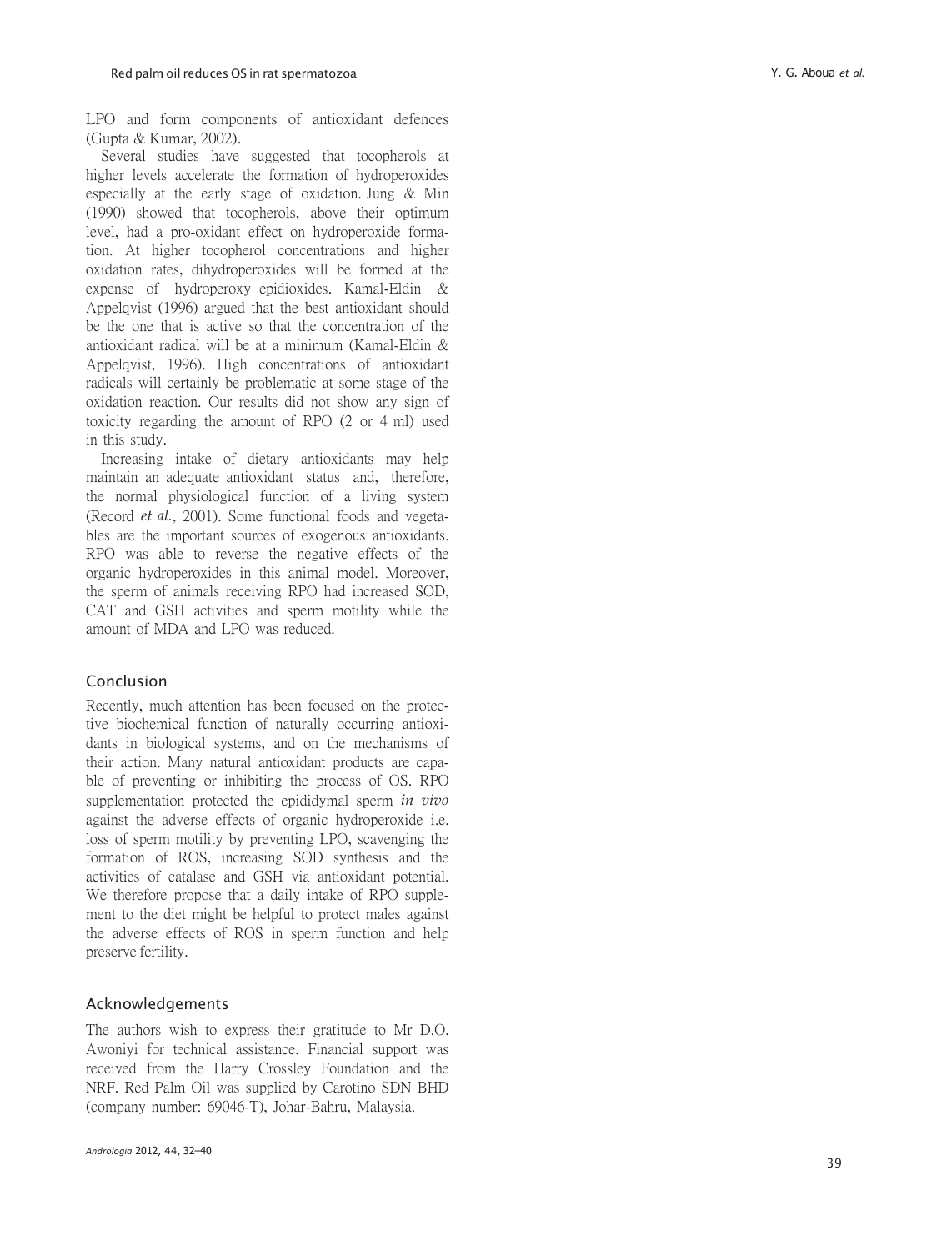LPO and form components of antioxidant defences (Gupta & Kumar, 2002).

Several studies have suggested that tocopherols at higher levels accelerate the formation of hydroperoxides especially at the early stage of oxidation. Jung & Min (1990) showed that tocopherols, above their optimum level, had a pro-oxidant effect on hydroperoxide formation. At higher tocopherol concentrations and higher oxidation rates, dihydroperoxides will be formed at the expense of hydroperoxy epidioxides. Kamal-Eldin & Appelqvist (1996) argued that the best antioxidant should be the one that is active so that the concentration of the antioxidant radical will be at a minimum (Kamal-Eldin & Appelqvist, 1996). High concentrations of antioxidant radicals will certainly be problematic at some stage of the oxidation reaction. Our results did not show any sign of toxicity regarding the amount of RPO (2 or 4 ml) used in this study.

Increasing intake of dietary antioxidants may help maintain an adequate antioxidant status and, therefore, the normal physiological function of a living system (Record *et al.*, 2001). Some functional foods and vegetables are the important sources of exogenous antioxidants. RPO was able to reverse the negative effects of the organic hydroperoxides in this animal model. Moreover, the sperm of animals receiving RPO had increased SOD, CAT and GSH activities and sperm motility while the amount of MDA and LPO was reduced.

## Conclusion

Recently, much attention has been focused on the protective biochemical function of naturally occurring antioxidants in biological systems, and on the mechanisms of their action. Many natural antioxidant products are capable of preventing or inhibiting the process of OS. RPO supplementation protected the epididymal sperm *in vivo* against the adverse effects of organic hydroperoxide i.e. loss of sperm motility by preventing LPO, scavenging the formation of ROS, increasing SOD synthesis and the activities of catalase and GSH via antioxidant potential. We therefore propose that a daily intake of RPO supplement to the diet might be helpful to protect males against the adverse effects of ROS in sperm function and help preserve fertility.

## Acknowledgements

The authors wish to express their gratitude to Mr D.O. Awoniyi for technical assistance. Financial support was received from the Harry Crossley Foundation and the NRF. Red Palm Oil was supplied by Carotino SDN BHD (company number: 69046-T), Johar-Bahru, Malaysia.